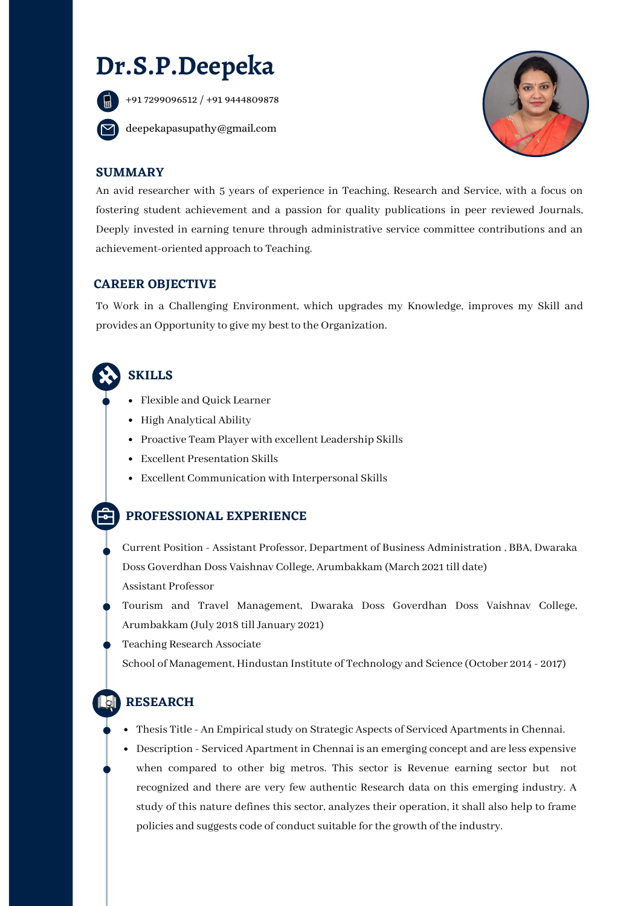# Dr.S.P.Deepeka

+91 7299096512 / +91 9444809878

deepekapasupathy@gmail.com

## SUMMARY

An avid researcher with 5 years of experience in Teaching, Research and Service, with a focus on fostering student achievement and a passion for quality publications in peer reviewed Journals, Deeply invested in earning tenure through administrative service committee contributions and an achievement-oriented approach to Teaching.

## CAREER OBJECTIVE

To Work in a Challenging Environment, which upgrades my Knowledge, improves my Skill and provides an Opportunity to give my best to the Organization.

## SKILLS

- Flexible and Quick Learner
- High Analytical Ability
- Proactive Team Player with excellent Leadership Skills
- Excellent Presentation Skills
- Excellent Communication with Interpersonal Skills

## PROFESSIONAL EXPERIENCE

Current Position - Assistant Professor, Department of Business Administration , BBA, Dwaraka Doss Goverdhan Doss Vaishnav College, Arumbakkam (March 2021 till date)

Assistant Professor

Tourism and Travel Management, Dwaraka Doss Goverdhan Doss Vaishnav College, Arumbakkam (July 2018 till January 2021)

Teaching Research Associate

School of Management, Hindustan Institute of Technology and Science (October 2014 - 2017)

## RESEARCH

- Thesis Title - An Empirical study on Strategic Aspects of Serviced Apartments in Chennai.
- Description - Serviced Apartment in Chennai is an emerging concept and are less expensive when compared to other big metros. This sector is Revenue earning sector but not recognized and there are very few authentic Research data on this emerging industry. A study of this nature defines this sector, analyzes their operation, it shall also help to frame policies and suggests code of conduct suitable for the growth of the industry.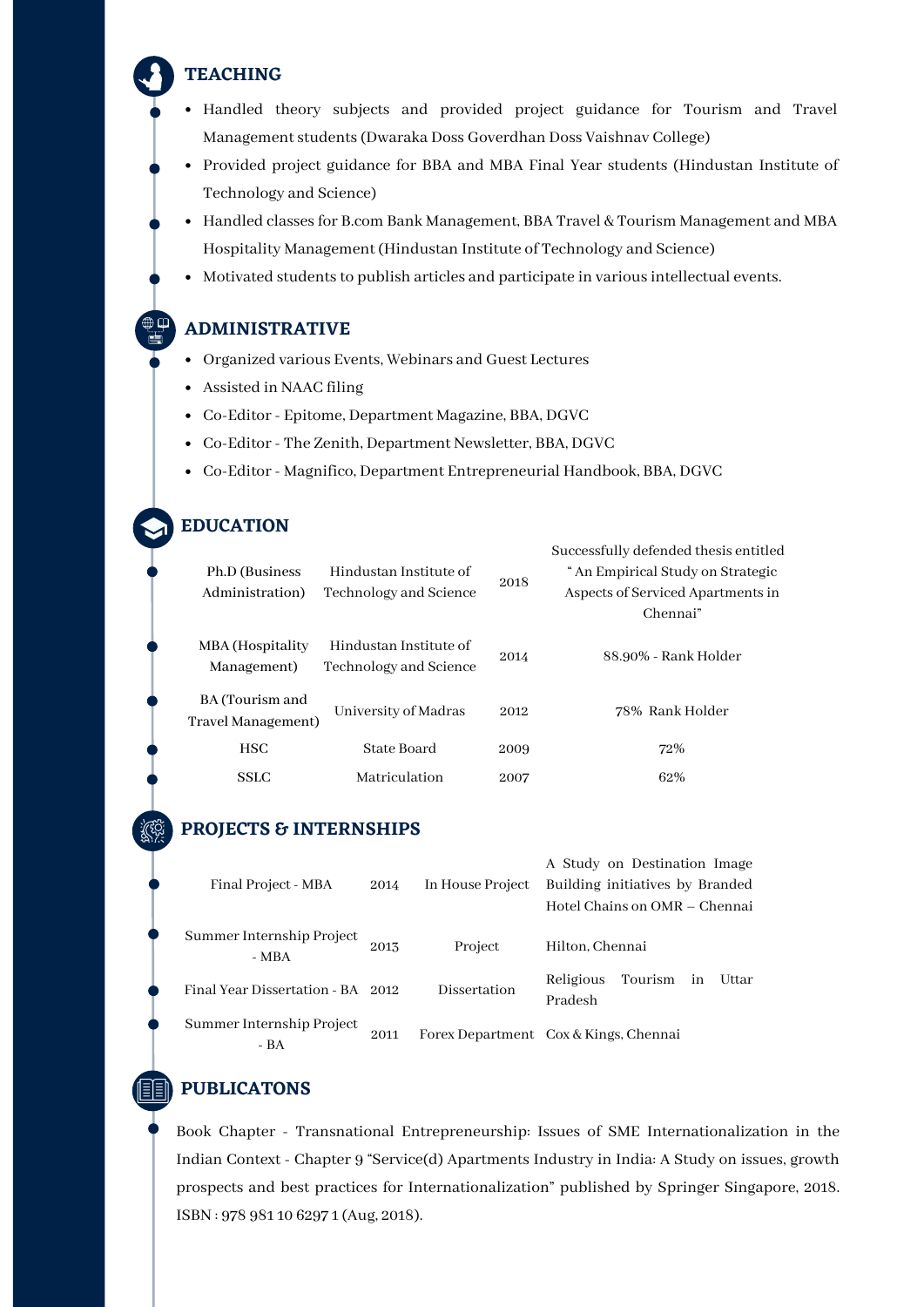## TEACHING

- Handled theory subjects and provided project guidance for Tourism and Travel Management students (Dwaraka Doss Goverdhan Doss Vaishnav College)
- Provided project guidance for BBA and MBA Final Year students (Hindustan Institute of Technology and Science)
- Handled classes for B.com Bank Management, BBA Travel & Tourism Management and MBA Hospitality Management (Hindustan Institute of Technology and Science)
- Motivated students to publish articles and participate in various intellectual events.

## ADMINISTRATIVE

- Organized various Events, Webinars and Guest Lectures
- Assisted in NAAC filing
- Co-Editor - Epitome, Department Magazine, BBA, DGVC
- Co-Editor - The Zenith, Department Newsletter, BBA, DGVC
- Co-Editor - Magnifico, Department Entrepreneurial Handbook, BBA, DGVC

## EDUCATION

| | | | |
|---|---|---|---|
| Ph.D (Business Administration) | Hindustan Institute of Technology and Science | 2018 | Successfully defended thesis entitled " An Empirical Study on Strategic Aspects of Serviced Apartments in Chennai" |
| MBA (Hospitality Management) | Hindustan Institute of Technology and Science | 2014 | 88.90% - Rank Holder |
| BA (Tourism and Travel Management) | University of Madras | 2012 | 78% Rank Holder |
| HSC | State Board | 2009 | 72% |
| SSLC | Matriculation | 2007 | 62% |

## PROJECTS & INTERNSHIPS

| | | | |
|---|---|---|---|
| Final Project - MBA | 2014 | In House Project | A Study on Destination Image Building initiatives by Branded Hotel Chains on OMR – Chennai |
| Summer Internship Project - MBA | 2013 | Project | Hilton, Chennai |
| Final Year Dissertation - BA | 2012 | Dissertation | Religious Tourism in Uttar Pradesh |
| Summer Internship Project - BA | 2011 | Forex Department | Cox & Kings, Chennai |

## PUBLICATONS

Book Chapter - Transnational Entrepreneurship: Issues of SME Internationalization in the Indian Context - Chapter 9 "Service(d) Apartments Industry in India: A Study on issues, growth prospects and best practices for Internationalization" published by Springer Singapore, 2018. ISBN : 978 981 10 6297 1 (Aug, 2018).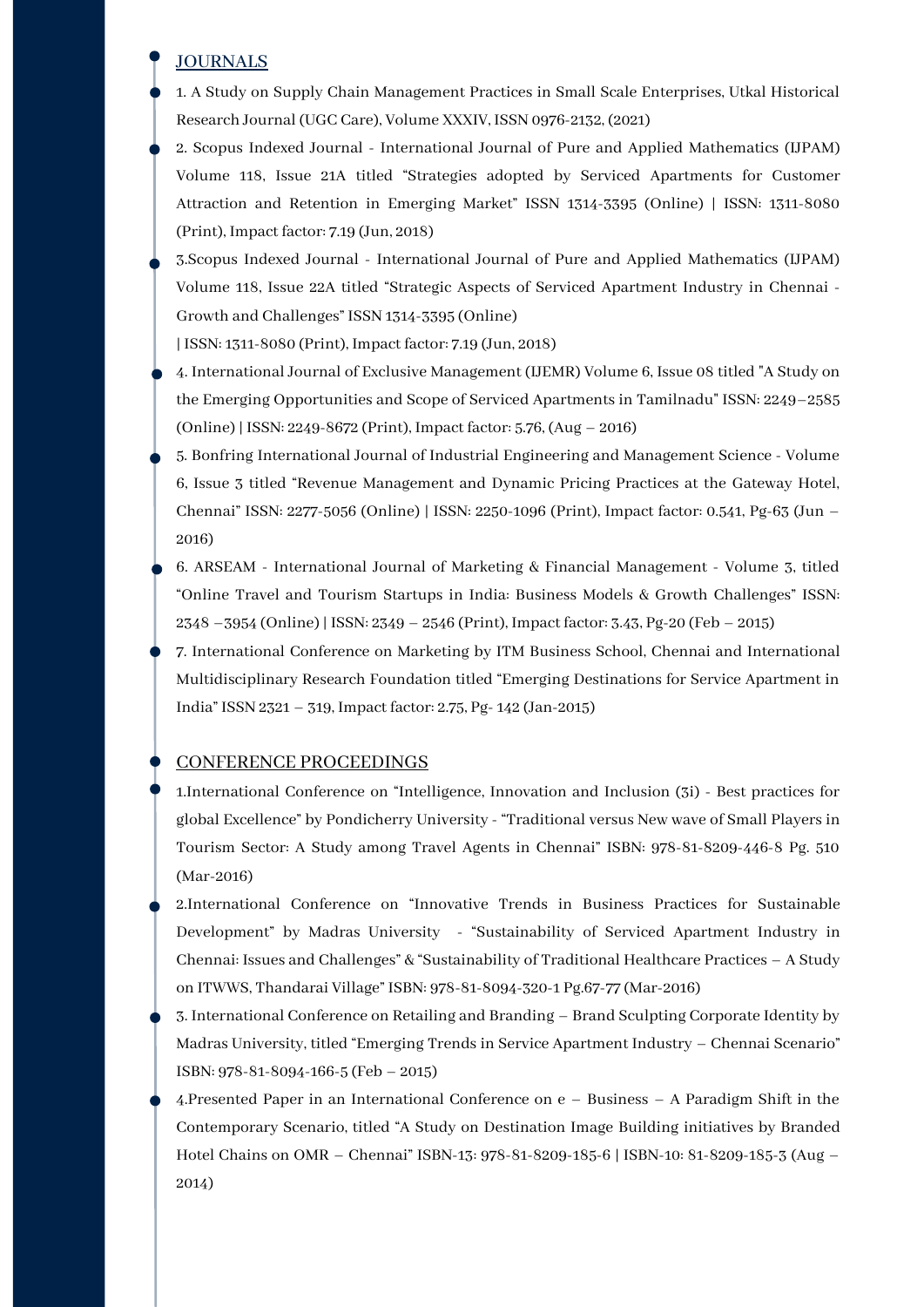## JOURNALS

1. A Study on Supply Chain Management Practices in Small Scale Enterprises, Utkal Historical Research Journal (UGC Care), Volume XXXIV, ISSN 0976-2132, (2021)

2. Scopus Indexed Journal - International Journal of Pure and Applied Mathematics (IJPAM) Volume 118, Issue 21A titled "Strategies adopted by Serviced Apartments for Customer Attraction and Retention in Emerging Market" ISSN 1314-3395 (Online) | ISSN: 1311-8080 (Print), Impact factor: 7.19 (Jun, 2018)

3. Scopus Indexed Journal - International Journal of Pure and Applied Mathematics (IJPAM) Volume 118, Issue 22A titled "Strategic Aspects of Serviced Apartment Industry in Chennai - Growth and Challenges" ISSN 1314-3395 (Online) | ISSN: 1311-8080 (Print), Impact factor: 7.19 (Jun, 2018)

4. International Journal of Exclusive Management (IJEMR) Volume 6, Issue 08 titled "A Study on the Emerging Opportunities and Scope of Serviced Apartments in Tamilnadu" ISSN: 2249–2585 (Online) | ISSN: 2249-8672 (Print), Impact factor: 5.76, (Aug – 2016)

5. Bonfring International Journal of Industrial Engineering and Management Science - Volume 6, Issue 3 titled "Revenue Management and Dynamic Pricing Practices at the Gateway Hotel, Chennai" ISSN: 2277-5056 (Online) | ISSN: 2250-1096 (Print), Impact factor: 0.541, Pg-63 (Jun – 2016)

6. ARSEAM - International Journal of Marketing & Financial Management - Volume 3, titled "Online Travel and Tourism Startups in India: Business Models & Growth Challenges" ISSN: 2348 –3954 (Online) | ISSN: 2349 – 2546 (Print), Impact factor: 3.43, Pg-20 (Feb – 2015)

7. International Conference on Marketing by ITM Business School, Chennai and International Multidisciplinary Research Foundation titled "Emerging Destinations for Service Apartment in India" ISSN 2321 – 319, Impact factor: 2.75, Pg- 142 (Jan-2015)

## CONFERENCE PROCEEDINGS

1. International Conference on "Intelligence, Innovation and Inclusion (3i) - Best practices for global Excellence" by Pondicherry University - "Traditional versus New wave of Small Players in Tourism Sector: A Study among Travel Agents in Chennai" ISBN: 978-81-8209-446-8 Pg. 510 (Mar-2016)

2. International Conference on "Innovative Trends in Business Practices for Sustainable Development" by Madras University - "Sustainability of Serviced Apartment Industry in Chennai: Issues and Challenges" & "Sustainability of Traditional Healthcare Practices – A Study on ITWWS, Thandarai Village" ISBN: 978-81-8094-320-1 Pg.67-77 (Mar-2016)

3. International Conference on Retailing and Branding – Brand Sculpting Corporate Identity by Madras University, titled "Emerging Trends in Service Apartment Industry – Chennai Scenario" ISBN: 978-81-8094-166-5 (Feb – 2015)

4. Presented Paper in an International Conference on e – Business – A Paradigm Shift in the Contemporary Scenario, titled "A Study on Destination Image Building initiatives by Branded Hotel Chains on OMR – Chennai" ISBN-13: 978-81-8209-185-6 | ISBN-10: 81-8209-185-3 (Aug – 2014)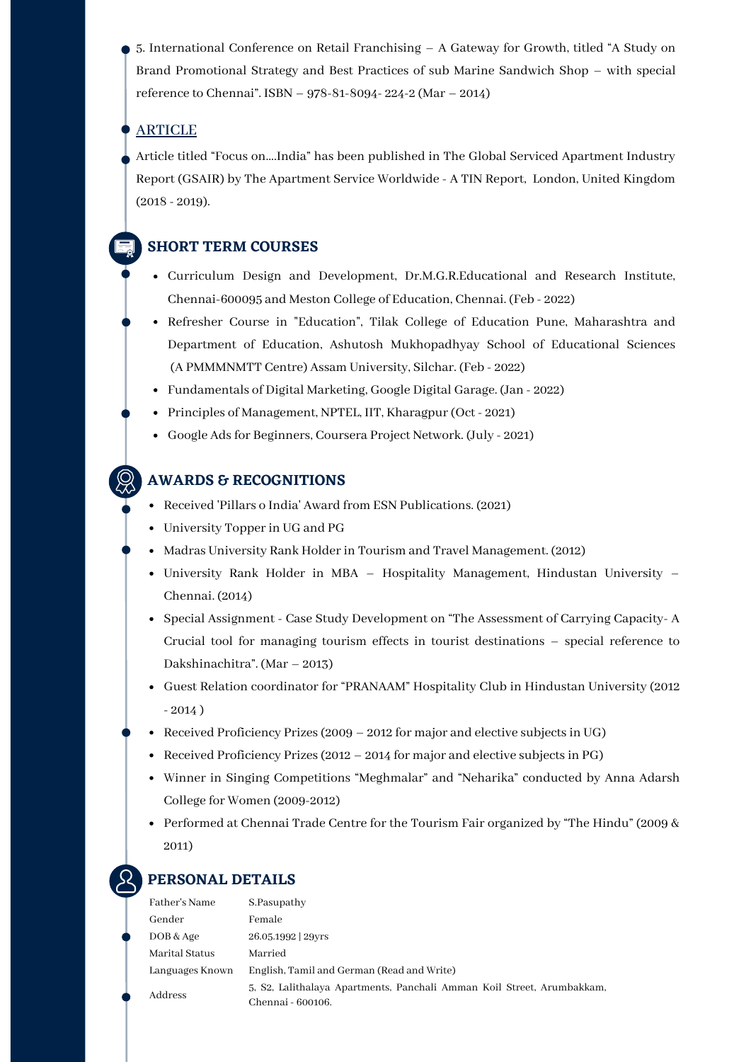5. International Conference on Retail Franchising – A Gateway for Growth, titled "A Study on Brand Promotional Strategy and Best Practices of sub Marine Sandwich Shop – with special reference to Chennai". ISBN – 978-81-8094- 224-2 (Mar – 2014)

ARTICLE

Article titled "Focus on....India" has been published in The Global Serviced Apartment Industry Report (GSAIR) by The Apartment Service Worldwide - A TIN Report, London, United Kingdom (2018 - 2019).

## SHORT TERM COURSES

- Curriculum Design and Development, Dr.M.G.R.Educational and Research Institute, Chennai-600095 and Meston College of Education, Chennai. (Feb - 2022)
- Refresher Course in "Education", Tilak College of Education Pune, Maharashtra and Department of Education, Ashutosh Mukhopadhyay School of Educational Sciences (A PMMMNMTT Centre) Assam University, Silchar. (Feb - 2022)
- Fundamentals of Digital Marketing, Google Digital Garage. (Jan - 2022)
- Principles of Management, NPTEL, IIT, Kharagpur (Oct - 2021)
- Google Ads for Beginners, Coursera Project Network. (July - 2021)

## AWARDS & RECOGNITIONS

- Received 'Pillars o India' Award from ESN Publications. (2021)
- University Topper in UG and PG
- Madras University Rank Holder in Tourism and Travel Management. (2012)
- University Rank Holder in MBA – Hospitality Management, Hindustan University – Chennai. (2014)
- Special Assignment - Case Study Development on "The Assessment of Carrying Capacity- A Crucial tool for managing tourism effects in tourist destinations – special reference to Dakshinachitra". (Mar – 2013)
- Guest Relation coordinator for "PRANAAM" Hospitality Club in Hindustan University (2012 - 2014 )
- Received Proficiency Prizes (2009 – 2012 for major and elective subjects in UG)
- Received Proficiency Prizes (2012 – 2014 for major and elective subjects in PG)
- Winner in Singing Competitions "Meghmalar" and "Neharika" conducted by Anna Adarsh College for Women (2009-2012)
- Performed at Chennai Trade Centre for the Tourism Fair organized by "The Hindu" (2009 & 2011)

## PERSONAL DETAILS

| | |
|---|---|
| Father's Name | S.Pasupathy |
| Gender | Female |
| DOB & Age | 26.05.1992 \| 29yrs |
| Marital Status | Married |
| Languages Known | English, Tamil and German (Read and Write) |
| Address | 5, S2, Lalithalaya Apartments, Panchali Amman Koil Street, Arumbakkam, Chennai - 600106. |